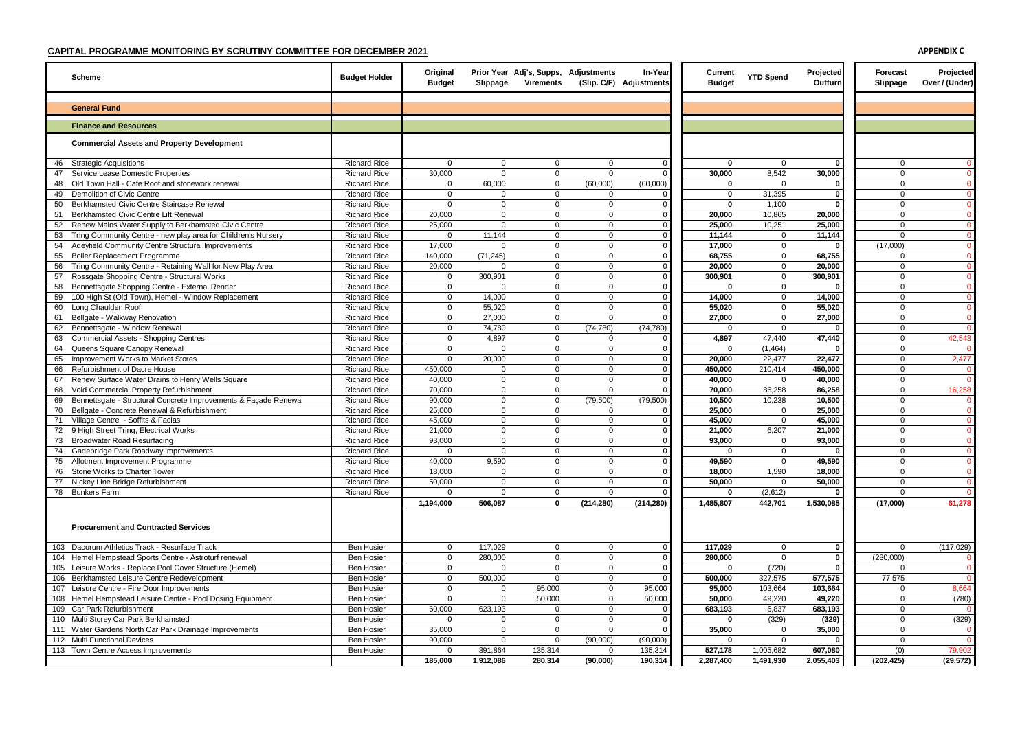**CAPITAL PROGRAMME MONITORING BY SCRUTINY COMMITTEE FOR DECEMBER 2021**

**APPENDIX C**

| | Scheme | Budget Holder | Original Budget | Prior Year Slippage | Adj's, Supps, Virements | Adjustments (Slip. C/F) | In-Year Adjustments | Current Budget | YTD Spend | Projected Outturn | Forecast Slippage | Projected Over / (Under) |
|---|---|---|---|---|---|---|---|---|---|---|---|---|
| | **General Fund** | | | | | | | | | | | |
| | **Finance and Resources** | | | | | | | | | | | |
| | **Commercial Assets and Property Development** | | | | | | | | | | | |
| 46 | Strategic Acquisitions | Richard Rice | 0 | 0 | 0 | 0 | 0 | **0** | 0 | **0** | 0 | 0 |
| 47 | Service Lease Domestic Properties | Richard Rice | 30,000 | 0 | 0 | 0 | 0 | **30,000** | 8,542 | **30,000** | 0 | 0 |
| 48 | Old Town Hall - Cafe Roof and stonework renewal | Richard Rice | 0 | 60,000 | 0 | (60,000) | (60,000) | **0** | 0 | **0** | 0 | 0 |
| 49 | Demolition of Civic Centre | Richard Rice | 0 | 0 | 0 | 0 | 0 | **0** | 31,395 | **0** | 0 | 0 |
| 50 | Berkhamsted Civic Centre Staircase Renewal | Richard Rice | 0 | 0 | 0 | 0 | 0 | **0** | 1,100 | **0** | 0 | 0 |
| 51 | Berkhamsted Civic Centre Lift Renewal | Richard Rice | 20,000 | 0 | 0 | 0 | 0 | **20,000** | 10,865 | **20,000** | 0 | 0 |
| 52 | Renew Mains Water Supply to Berkhamsted Civic Centre | Richard Rice | 25,000 | 0 | 0 | 0 | 0 | **25,000** | 10,251 | **25,000** | 0 | 0 |
| 53 | Tring Community Centre - new play area for Children's Nursery | Richard Rice | 0 | 11,144 | 0 | 0 | 0 | **11,144** | 0 | **11,144** | 0 | 0 |
| 54 | Adeyfield Community Centre Structural Improvements | Richard Rice | 17,000 | 0 | 0 | 0 | 0 | **17,000** | 0 | **0** | (17,000) | 0 |
| 55 | Boiler Replacement Programme | Richard Rice | 140,000 | (71,245) | 0 | 0 | 0 | **68,755** | 0 | **68,755** | 0 | 0 |
| 56 | Tring Community Centre - Retaining Wall for New Play Area | Richard Rice | 20,000 | 0 | 0 | 0 | 0 | **20,000** | 0 | **20,000** | 0 | 0 |
| 57 | Rossgate Shopping Centre - Structural Works | Richard Rice | 0 | 300,901 | 0 | 0 | 0 | **300,901** | 0 | **300,901** | 0 | 0 |
| 58 | Bennettsgate Shopping Centre - External Render | Richard Rice | 0 | 0 | 0 | 0 | 0 | **0** | 0 | **0** | 0 | 0 |
| 59 | 100 High St (Old Town), Hemel - Window Replacement | Richard Rice | 0 | 14,000 | 0 | 0 | 0 | **14,000** | 0 | **14,000** | 0 | 0 |
| 60 | Long Chaulden Roof | Richard Rice | 0 | 55,020 | 0 | 0 | 0 | **55,020** | 0 | **55,020** | 0 | 0 |
| 61 | Bellgate - Walkway Renovation | Richard Rice | 0 | 27,000 | 0 | 0 | 0 | **27,000** | 0 | **27,000** | 0 | 0 |
| 62 | Bennettsgate - Window Renewal | Richard Rice | 0 | 74,780 | 0 | (74,780) | (74,780) | **0** | 0 | **0** | 0 | 0 |
| 63 | Commercial Assets - Shopping Centres | Richard Rice | 0 | 4,897 | 0 | 0 | 0 | **4,897** | 47,440 | **47,440** | 0 | 42,543 |
| 64 | Queens Square Canopy Renewal | Richard Rice | 0 | 0 | 0 | 0 | 0 | **0** | (1,464) | **0** | 0 | 0 |
| 65 | Improvement Works to Market Stores | Richard Rice | 0 | 20,000 | 0 | 0 | 0 | **20,000** | 22,477 | **22,477** | 0 | 2,477 |
| 66 | Refurbishment of Dacre House | Richard Rice | 450,000 | 0 | 0 | 0 | 0 | **450,000** | 210,414 | **450,000** | 0 | 0 |
| 67 | Renew Surface Water Drains to Henry Wells Square | Richard Rice | 40,000 | 0 | 0 | 0 | 0 | **40,000** | 0 | **40,000** | 0 | 0 |
| 68 | Void Commercial Property Refurbishment | Richard Rice | 70,000 | 0 | 0 | 0 | 0 | **70,000** | 86,258 | **86,258** | 0 | 16,258 |
| 69 | Bennettsgate - Structural Concrete Improvements & Façade Renewal | Richard Rice | 90,000 | 0 | 0 | (79,500) | (79,500) | **10,500** | 10,238 | **10,500** | 0 | 0 |
| 70 | Bellgate - Concrete Renewal & Refurbishment | Richard Rice | 25,000 | 0 | 0 | 0 | 0 | **25,000** | 0 | **25,000** | 0 | 0 |
| 71 | Village Centre - Soffits & Facias | Richard Rice | 45,000 | 0 | 0 | 0 | 0 | **45,000** | 0 | **45,000** | 0 | 0 |
| 72 | 9 High Street Tring, Electrical Works | Richard Rice | 21,000 | 0 | 0 | 0 | 0 | **21,000** | 6,207 | **21,000** | 0 | 0 |
| 73 | Broadwater Road Resurfacing | Richard Rice | 93,000 | 0 | 0 | 0 | 0 | **93,000** | 0 | **93,000** | 0 | 0 |
| 74 | Gadebridge Park Roadway Improvements | Richard Rice | 0 | 0 | 0 | 0 | 0 | **0** | 0 | **0** | 0 | 0 |
| 75 | Allotment Improvement Programme | Richard Rice | 40,000 | 9,590 | 0 | 0 | 0 | **49,590** | 0 | **49,590** | 0 | 0 |
| 76 | Stone Works to Charter Tower | Richard Rice | 18,000 | 0 | 0 | 0 | 0 | **18,000** | 1,590 | **18,000** | 0 | 0 |
| 77 | Nickey Line Bridge Refurbishment | Richard Rice | 50,000 | 0 | 0 | 0 | 0 | **50,000** | 0 | **50,000** | 0 | 0 |
| 78 | Bunkers Farm | Richard Rice | 0 | 0 | 0 | 0 | 0 | **0** | (2,612) | **0** | 0 | 0 |
| | | | **1,194,000** | **506,087** | **0** | **(214,280)** | **(214,280)** | **1,485,807** | **442,701** | **1,530,085** | **(17,000)** | **61,278** |
| | **Procurement and Contracted Services** | | | | | | | | | | | |
| 103 | Dacorum Athletics Track - Resurface Track | Ben Hosier | 0 | 117,029 | 0 | 0 | 0 | **117,029** | 0 | **0** | 0 | (117,029) |
| 104 | Hemel Hempstead Sports Centre - Astroturf renewal | Ben Hosier | 0 | 280,000 | 0 | 0 | 0 | **280,000** | 0 | **0** | (280,000) | 0 |
| 105 | Leisure Works - Replace Pool Cover Structure (Hemel) | Ben Hosier | 0 | 0 | 0 | 0 | 0 | **0** | (720) | **0** | 0 | 0 |
| 106 | Berkhamsted Leisure Centre Redevelopment | Ben Hosier | 0 | 500,000 | 0 | 0 | 0 | **500,000** | 327,575 | **577,575** | 77,575 | 0 |
| 107 | Leisure Centre - Fire Door Improvements | Ben Hosier | 0 | 0 | 95,000 | 0 | 95,000 | **95,000** | 103,664 | **103,664** | 0 | 8,664 |
| 108 | Hemel Hempstead Leisure Centre - Pool Dosing Equipment | Ben Hosier | 0 | 0 | 50,000 | 0 | 50,000 | **50,000** | 49,220 | **49,220** | 0 | (780) |
| 109 | Car Park Refurbishment | Ben Hosier | 60,000 | 623,193 | 0 | 0 | 0 | **683,193** | 6,837 | **683,193** | 0 | 0 |
| 110 | Multi Storey Car Park Berkhamsted | Ben Hosier | 0 | 0 | 0 | 0 | 0 | **0** | (329) | **(329)** | 0 | (329) |
| 111 | Water Gardens North Car Park Drainage Improvements | Ben Hosier | 35,000 | 0 | 0 | 0 | 0 | **35,000** | 0 | **35,000** | 0 | 0 |
| 112 | Multi Functional Devices | Ben Hosier | 90,000 | 0 | 0 | (90,000) | (90,000) | **0** | 0 | **0** | 0 | 0 |
| 113 | Town Centre Access Improvements | Ben Hosier | 0 | 391,864 | 135,314 | 0 | 135,314 | **527,178** | 1,005,682 | **607,080** | (0) | 79,902 |
| | | | **185,000** | **1,912,086** | **280,314** | **(90,000)** | **190,314** | **2,287,400** | **1,491,930** | **2,055,403** | **(202,425)** | **(29,572)** |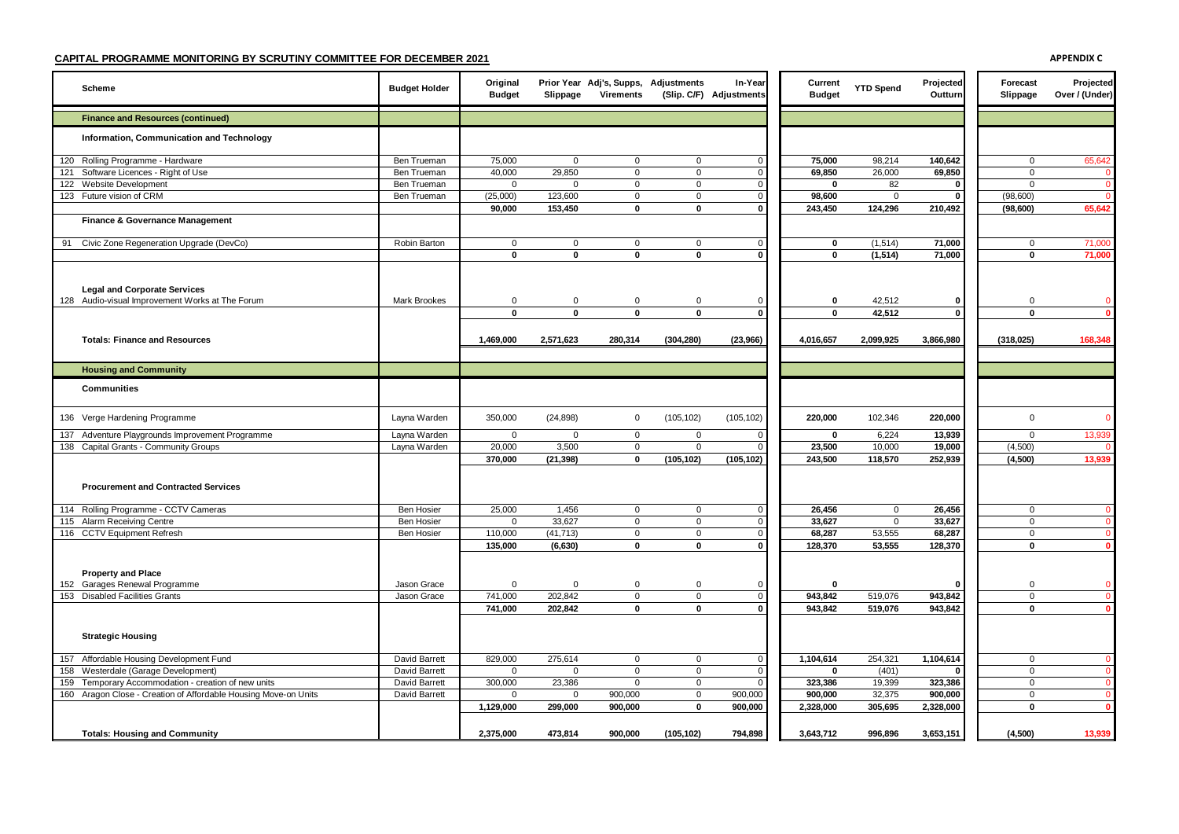## CAPITAL PROGRAMME MONITORING BY SCRUTINY COMMITTEE FOR DECEMBER 2021

**APPENDIX C**

| | Scheme | Budget Holder | Original Budget | Prior Year Slippage | Adj's, Supps, Virements | Adjustments (Slip. C/F) | In-Year Adjustments | Current Budget | YTD Spend | Projected Outturn | Forecast Slippage | Projected Over / (Under) |
|---|---|---|---|---|---|---|---|---|---|---|---|---|
| | **Finance and Resources (continued)** | | | | | | | | | | | |
| | **Information, Communication and Technology** | | | | | | | | | | | |
| 120 | Rolling Programme - Hardware | Ben Trueman | 75,000 | 0 | 0 | 0 | 0 | **75,000** | 98,214 | **140,642** | 0 | 65,642 |
| 121 | Software Licences - Right of Use | Ben Trueman | 40,000 | 29,850 | 0 | 0 | 0 | **69,850** | 26,000 | **69,850** | 0 | 0 |
| 122 | Website Development | Ben Trueman | 0 | 0 | 0 | 0 | 0 | **0** | 82 | **0** | 0 | 0 |
| 123 | Future vision of CRM | Ben Trueman | (25,000) | 123,600 | 0 | 0 | 0 | **98,600** | 0 | **0** | (98,600) | 0 |
| | | | **90,000** | **153,450** | **0** | **0** | **0** | **243,450** | **124,296** | **210,492** | **(98,600)** | **65,642** |
| | **Finance & Governance Management** | | | | | | | | | | | |
| 91 | Civic Zone Regeneration Upgrade (DevCo) | Robin Barton | 0 | 0 | 0 | 0 | 0 | **0** | (1,514) | **71,000** | 0 | 71,000 |
| | | | **0** | **0** | **0** | **0** | **0** | **0** | **(1,514)** | **71,000** | **0** | **71,000** |
| | **Legal and Corporate Services** | | | | | | | | | | | |
| 128 | Audio-visual Improvement Works at The Forum | Mark Brookes | 0 | 0 | 0 | 0 | 0 | **0** | 42,512 | **0** | 0 | 0 |
| | | | **0** | **0** | **0** | **0** | **0** | **0** | **42,512** | **0** | **0** | **0** |
| | **Totals: Finance and Resources** | | **1,469,000** | **2,571,623** | **280,314** | **(304,280)** | **(23,966)** | **4,016,657** | **2,099,925** | **3,866,980** | **(318,025)** | **168,348** |
| | **Housing and Community** | | | | | | | | | | | |
| | **Communities** | | | | | | | | | | | |
| 136 | Verge Hardening Programme | Layna Warden | 350,000 | (24,898) | 0 | (105,102) | (105,102) | **220,000** | 102,346 | **220,000** | 0 | 0 |
| 137 | Adventure Playgrounds Improvement Programme | Layna Warden | 0 | 0 | 0 | 0 | 0 | **0** | 6,224 | **13,939** | 0 | 13,939 |
| 138 | Capital Grants - Community Groups | Layna Warden | 20,000 | 3,500 | 0 | 0 | 0 | **23,500** | 10,000 | **19,000** | (4,500) | 0 |
| | | | **370,000** | **(21,398)** | **0** | **(105,102)** | **(105,102)** | **243,500** | **118,570** | **252,939** | **(4,500)** | **13,939** |
| | **Procurement and Contracted Services** | | | | | | | | | | | |
| 114 | Rolling Programme - CCTV Cameras | Ben Hosier | 25,000 | 1,456 | 0 | 0 | 0 | **26,456** | 0 | **26,456** | 0 | 0 |
| 115 | Alarm Receiving Centre | Ben Hosier | 0 | 33,627 | 0 | 0 | 0 | **33,627** | 0 | **33,627** | 0 | 0 |
| 116 | CCTV Equipment Refresh | Ben Hosier | 110,000 | (41,713) | 0 | 0 | 0 | **68,287** | 53,555 | **68,287** | 0 | 0 |
| | | | **135,000** | **(6,630)** | **0** | **0** | **0** | **128,370** | **53,555** | **128,370** | **0** | **0** |
| | **Property and Place** | | | | | | | | | | | |
| 152 | Garages Renewal Programme | Jason Grace | 0 | 0 | 0 | 0 | 0 | **0** | | **0** | 0 | 0 |
| 153 | Disabled Facilities Grants | Jason Grace | 741,000 | 202,842 | 0 | 0 | 0 | **943,842** | 519,076 | **943,842** | 0 | 0 |
| | | | **741,000** | **202,842** | **0** | **0** | **0** | **943,842** | **519,076** | **943,842** | **0** | **0** |
| | **Strategic Housing** | | | | | | | | | | | |
| 157 | Affordable Housing Development Fund | David Barrett | 829,000 | 275,614 | 0 | 0 | 0 | **1,104,614** | 254,321 | **1,104,614** | 0 | 0 |
| 158 | Westerdale (Garage Development) | David Barrett | 0 | 0 | 0 | 0 | 0 | **0** | (401) | **0** | 0 | 0 |
| 159 | Temporary Accommodation - creation of new units | David Barrett | 300,000 | 23,386 | 0 | 0 | 0 | **323,386** | 19,399 | **323,386** | 0 | 0 |
| 160 | Aragon Close - Creation of Affordable Housing Move-on Units | David Barrett | 0 | 0 | 900,000 | 0 | 900,000 | **900,000** | 32,375 | **900,000** | 0 | 0 |
| | | | **1,129,000** | **299,000** | **900,000** | **0** | **900,000** | **2,328,000** | **305,695** | **2,328,000** | **0** | **0** |
| | **Totals: Housing and Community** | | **2,375,000** | **473,814** | **900,000** | **(105,102)** | **794,898** | **3,643,712** | **996,896** | **3,653,151** | **(4,500)** | **13,939** |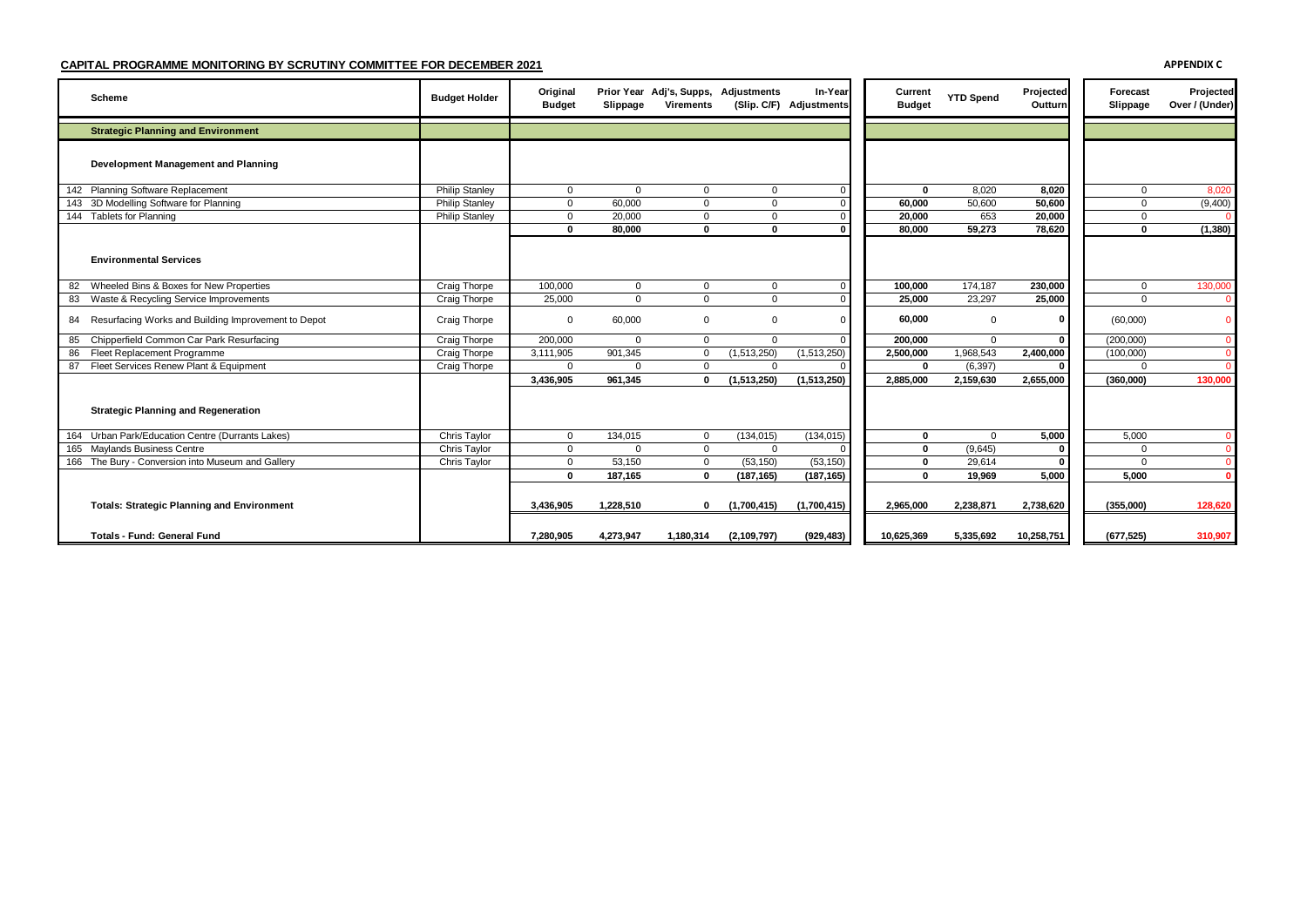**CAPITAL PROGRAMME MONITORING BY SCRUTINY COMMITTEE FOR DECEMBER 2021**

**APPENDIX C**

| Scheme | Budget Holder | Original Budget | Prior Year Slippage | Adj's, Supps, Virements | Adjustments (Slip. C/F) | In-Year Adjustments | Current Budget | YTD Spend | Projected Outturn | Forecast Slippage | Projected Over / (Under) |
|---|---|---|---|---|---|---|---|---|---|---|---|
| **Strategic Planning and Environment** | | | | | | | | | | | |
| **Development Management and Planning** | | | | | | | | | | | |
| 142 Planning Software Replacement | Philip Stanley | 0 | 0 | 0 | 0 | 0 | **0** | 8,020 | **8,020** | 0 | 8,020 |
| 143 3D Modelling Software for Planning | Philip Stanley | 0 | 60,000 | 0 | 0 | 0 | **60,000** | 50,600 | **50,600** | 0 | (9,400) |
| 144 Tablets for Planning | Philip Stanley | 0 | 20,000 | 0 | 0 | 0 | **20,000** | 653 | **20,000** | 0 | 0 |
| | | **0** | **80,000** | **0** | **0** | **0** | **80,000** | **59,273** | **78,620** | **0** | **(1,380)** |
| **Environmental Services** | | | | | | | | | | | |
| 82 Wheeled Bins & Boxes for New Properties | Craig Thorpe | 100,000 | 0 | 0 | 0 | 0 | **100,000** | 174,187 | **230,000** | 0 | 130,000 |
| 83 Waste & Recycling Service Improvements | Craig Thorpe | 25,000 | 0 | 0 | 0 | 0 | **25,000** | 23,297 | **25,000** | 0 | 0 |
| 84 Resurfacing Works and Building Improvement to Depot | Craig Thorpe | 0 | 60,000 | 0 | 0 | 0 | **60,000** | 0 | **0** | (60,000) | 0 |
| 85 Chipperfield Common Car Park Resurfacing | Craig Thorpe | 200,000 | 0 | 0 | 0 | 0 | **200,000** | 0 | **0** | (200,000) | 0 |
| 86 Fleet Replacement Programme | Craig Thorpe | 3,111,905 | 901,345 | 0 | (1,513,250) | (1,513,250) | **2,500,000** | 1,968,543 | **2,400,000** | (100,000) | 0 |
| 87 Fleet Services Renew Plant & Equipment | Craig Thorpe | 0 | 0 | 0 | 0 | 0 | **0** | (6,397) | **0** | 0 | 0 |
| | | **3,436,905** | **961,345** | **0** | **(1,513,250)** | **(1,513,250)** | **2,885,000** | **2,159,630** | **2,655,000** | **(360,000)** | **130,000** |
| **Strategic Planning and Regeneration** | | | | | | | | | | | |
| 164 Urban Park/Education Centre (Durrants Lakes) | Chris Taylor | 0 | 134,015 | 0 | (134,015) | (134,015) | **0** | 0 | **5,000** | 5,000 | 0 |
| 165 Maylands Business Centre | Chris Taylor | 0 | 0 | 0 | 0 | 0 | **0** | (9,645) | **0** | 0 | 0 |
| 166 The Bury - Conversion into Museum and Gallery | Chris Taylor | 0 | 53,150 | 0 | (53,150) | (53,150) | **0** | 29,614 | **0** | 0 | 0 |
| | | **0** | **187,165** | **0** | **(187,165)** | **(187,165)** | **0** | **19,969** | **5,000** | **5,000** | **0** |
| **Totals: Strategic Planning and Environment** | | **3,436,905** | **1,228,510** | **0** | **(1,700,415)** | **(1,700,415)** | **2,965,000** | **2,238,871** | **2,738,620** | **(355,000)** | **128,620** |
| **Totals - Fund: General Fund** | | **7,280,905** | **4,273,947** | **1,180,314** | **(2,109,797)** | **(929,483)** | **10,625,369** | **5,335,692** | **10,258,751** | **(677,525)** | **310,907** |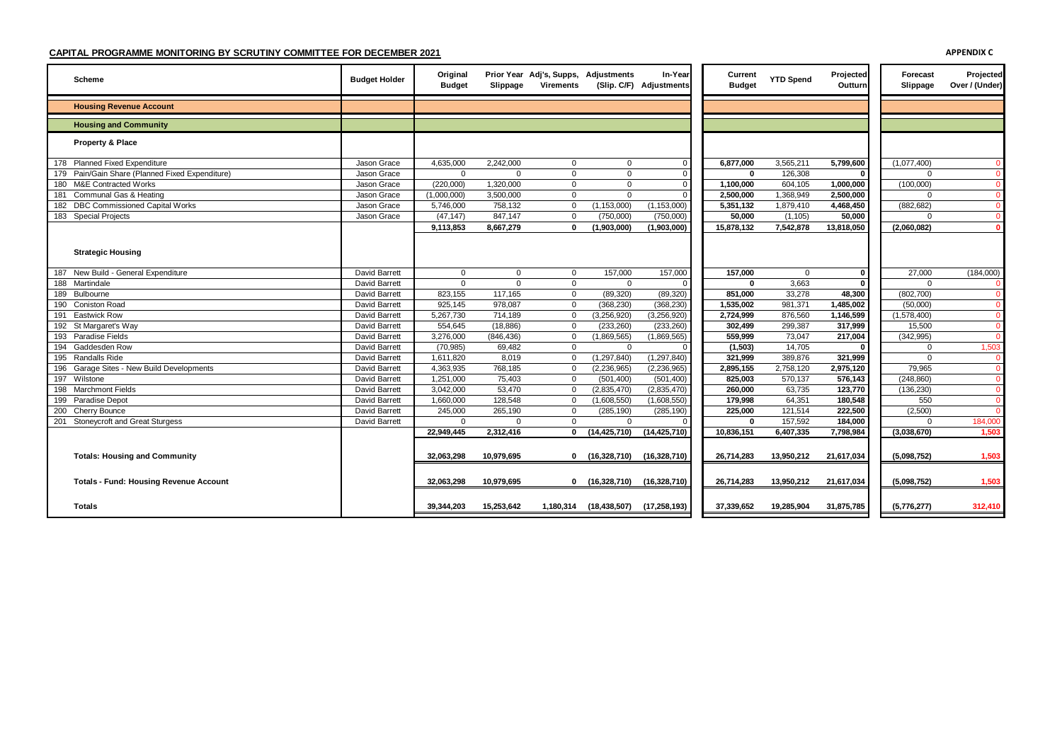**CAPITAL PROGRAMME MONITORING BY SCRUTINY COMMITTEE FOR DECEMBER 2021**

**APPENDIX C**

| | Scheme | Budget Holder | Original Budget | Prior Year Slippage | Adj's, Supps, Virements | Adjustments (Slip. C/F) | In-Year Adjustments | Current Budget | YTD Spend | Projected Outturn | Forecast Slippage | Projected Over / (Under) |
|---|---|---|---|---|---|---|---|---|---|---|---|---|
| | **Housing Revenue Account** | | | | | | | | | | | |
| | **Housing and Community** | | | | | | | | | | | |
| | **Property & Place** | | | | | | | | | | | |
| 178 | Planned Fixed Expenditure | Jason Grace | 4,635,000 | 2,242,000 | 0 | 0 | 0 | **6,877,000** | 3,565,211 | **5,799,600** | (1,077,400) | 0 |
| 179 | Pain/Gain Share (Planned Fixed Expenditure) | Jason Grace | 0 | 0 | 0 | 0 | 0 | **0** | 126,308 | **0** | 0 | 0 |
| 180 | M&E Contracted Works | Jason Grace | (220,000) | 1,320,000 | 0 | 0 | 0 | **1,100,000** | 604,105 | **1,000,000** | (100,000) | 0 |
| 181 | Communal Gas & Heating | Jason Grace | (1,000,000) | 3,500,000 | 0 | 0 | 0 | **2,500,000** | 1,368,949 | **2,500,000** | 0 | 0 |
| 182 | DBC Commissioned Capital Works | Jason Grace | 5,746,000 | 758,132 | 0 | (1,153,000) | (1,153,000) | **5,351,132** | 1,879,410 | **4,468,450** | (882,682) | 0 |
| 183 | Special Projects | Jason Grace | (47,147) | 847,147 | 0 | (750,000) | (750,000) | **50,000** | (1,105) | **50,000** | 0 | 0 |
| | | | **9,113,853** | **8,667,279** | **0** | **(1,903,000)** | **(1,903,000)** | **15,878,132** | **7,542,878** | **13,818,050** | **(2,060,082)** | **0** |
| | **Strategic Housing** | | | | | | | | | | | |
| 187 | New Build - General Expenditure | David Barrett | 0 | 0 | 0 | 157,000 | 157,000 | **157,000** | 0 | **0** | 27,000 | (184,000) |
| 188 | Martindale | David Barrett | 0 | 0 | 0 | 0 | 0 | **0** | 3,663 | **0** | 0 | 0 |
| 189 | Bulbourne | David Barrett | 823,155 | 117,165 | 0 | (89,320) | (89,320) | **851,000** | 33,278 | **48,300** | (802,700) | 0 |
| 190 | Coniston Road | David Barrett | 925,145 | 978,087 | 0 | (368,230) | (368,230) | **1,535,002** | 981,371 | **1,485,002** | (50,000) | 0 |
| 191 | Eastwick Row | David Barrett | 5,267,730 | 714,189 | 0 | (3,256,920) | (3,256,920) | **2,724,999** | 876,560 | **1,146,599** | (1,578,400) | 0 |
| 192 | St Margaret's Way | David Barrett | 554,645 | (18,886) | 0 | (233,260) | (233,260) | **302,499** | 299,387 | **317,999** | 15,500 | 0 |
| 193 | Paradise Fields | David Barrett | 3,276,000 | (846,436) | 0 | (1,869,565) | (1,869,565) | **559,999** | 73,047 | **217,004** | (342,995) | 0 |
| 194 | Gaddesden Row | David Barrett | (70,985) | 69,482 | 0 | 0 | 0 | **(1,503)** | 14,705 | **0** | 0 | 1,503 |
| 195 | Randalls Ride | David Barrett | 1,611,820 | 8,019 | 0 | (1,297,840) | (1,297,840) | **321,999** | 389,876 | **321,999** | 0 | 0 |
| 196 | Garage Sites - New Build Developments | David Barrett | 4,363,935 | 768,185 | 0 | (2,236,965) | (2,236,965) | **2,895,155** | 2,758,120 | **2,975,120** | 79,965 | 0 |
| 197 | Wilstone | David Barrett | 1,251,000 | 75,403 | 0 | (501,400) | (501,400) | **825,003** | 570,137 | **576,143** | (248,860) | 0 |
| 198 | Marchmont Fields | David Barrett | 3,042,000 | 53,470 | 0 | (2,835,470) | (2,835,470) | **260,000** | 63,735 | **123,770** | (136,230) | 0 |
| 199 | Paradise Depot | David Barrett | 1,660,000 | 128,548 | 0 | (1,608,550) | (1,608,550) | **179,998** | 64,351 | **180,548** | 550 | 0 |
| 200 | Cherry Bounce | David Barrett | 245,000 | 265,190 | 0 | (285,190) | (285,190) | **225,000** | 121,514 | **222,500** | (2,500) | 0 |
| 201 | Stoneycroft and Great Sturgess | David Barrett | 0 | 0 | 0 | 0 | 0 | **0** | 157,592 | **184,000** | 0 | 184,000 |
| | | | **22,949,445** | **2,312,416** | **0** | **(14,425,710)** | **(14,425,710)** | **10,836,151** | **6,407,335** | **7,798,984** | **(3,038,670)** | **1,503** |
| | **Totals: Housing and Community** | | **32,063,298** | **10,979,695** | **0** | **(16,328,710)** | **(16,328,710)** | **26,714,283** | **13,950,212** | **21,617,034** | **(5,098,752)** | **1,503** |
| | **Totals - Fund: Housing Revenue Account** | | **32,063,298** | **10,979,695** | **0** | **(16,328,710)** | **(16,328,710)** | **26,714,283** | **13,950,212** | **21,617,034** | **(5,098,752)** | **1,503** |
| | **Totals** | | **39,344,203** | **15,253,642** | **1,180,314** | **(18,438,507)** | **(17,258,193)** | **37,339,652** | **19,285,904** | **31,875,785** | **(5,776,277)** | **312,410** |